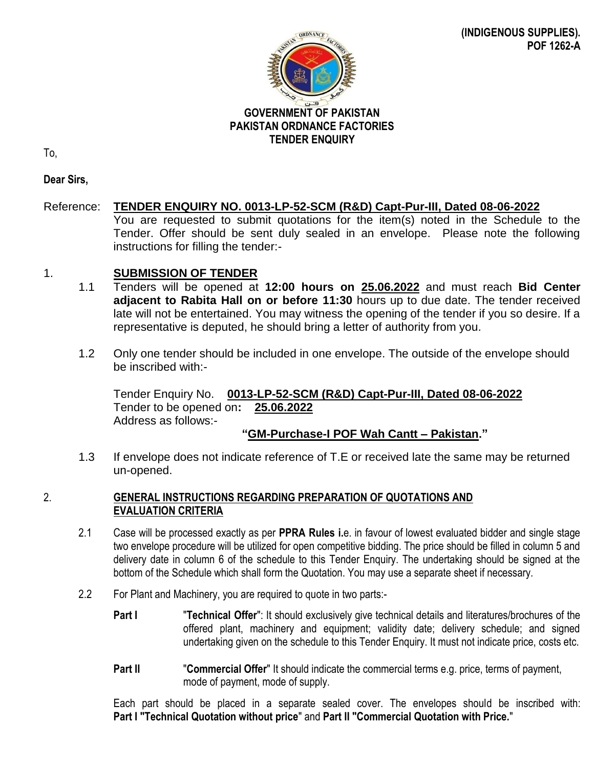**(INDIGENOUS SUPPLIES).**
**POF 1262-A**

**GOVERNMENT OF PAKISTAN**
**PAKISTAN ORDNANCE FACTORIES**
**TENDER ENQUIRY**

To,

**Dear Sirs,**

Reference: **TENDER ENQUIRY NO. 0013-LP-52-SCM (R&D) Capt-Pur-III, Dated 08-06-2022**
You are requested to submit quotations for the item(s) noted in the Schedule to the Tender. Offer should be sent duly sealed in an envelope. Please note the following instructions for filling the tender:-

## 1. SUBMISSION OF TENDER

1.1 Tenders will be opened at **12:00 hours on 25.06.2022** and must reach **Bid Center adjacent to Rabita Hall on or before 11:30** hours up to due date. The tender received late will not be entertained. You may witness the opening of the tender if you so desire. If a representative is deputed, he should bring a letter of authority from you.

1.2 Only one tender should be included in one envelope. The outside of the envelope should be inscribed with:-

Tender Enquiry No. **0013-LP-52-SCM (R&D) Capt-Pur-III, Dated 08-06-2022**
Tender to be opened on**: 25.06.2022**
Address as follows:-

**"GM-Purchase-I POF Wah Cantt – Pakistan."**

1.3 If envelope does not indicate reference of T.E or received late the same may be returned un-opened.

## 2. GENERAL INSTRUCTIONS REGARDING PREPARATION OF QUOTATIONS AND EVALUATION CRITERIA

2.1 Case will be processed exactly as per **PPRA Rules i.**e. in favour of lowest evaluated bidder and single stage two envelope procedure will be utilized for open competitive bidding. The price should be filled in column 5 and delivery date in column 6 of the schedule to this Tender Enquiry. The undertaking should be signed at the bottom of the Schedule which shall form the Quotation. You may use a separate sheet if necessary.

2.2 For Plant and Machinery, you are required to quote in two parts:-

**Part I** "**Technical Offer**": It should exclusively give technical details and literatures/brochures of the offered plant, machinery and equipment; validity date; delivery schedule; and signed undertaking given on the schedule to this Tender Enquiry. It must not indicate price, costs etc.

**Part II** "**Commercial Offer**" It should indicate the commercial terms e.g. price, terms of payment, mode of payment, mode of supply.

Each part should be placed in a separate sealed cover. The envelopes should be inscribed with: **Part I "Technical Quotation without price**" and **Part II "Commercial Quotation with Price.**"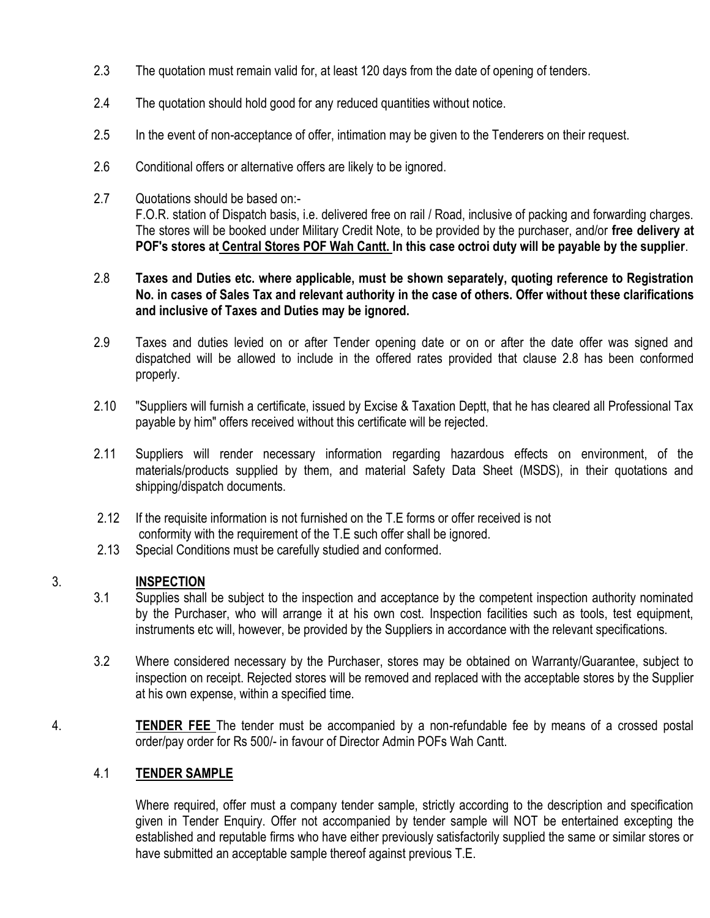2.3 The quotation must remain valid for, at least 120 days from the date of opening of tenders.

2.4 The quotation should hold good for any reduced quantities without notice.

2.5 In the event of non-acceptance of offer, intimation may be given to the Tenderers on their request.

2.6 Conditional offers or alternative offers are likely to be ignored.

2.7 Quotations should be based on:-
F.O.R. station of Dispatch basis, i.e. delivered free on rail / Road, inclusive of packing and forwarding charges. The stores will be booked under Military Credit Note, to be provided by the purchaser, and/or **free delivery at POF's stores at Central Stores POF Wah Cantt. In this case octroi duty will be payable by the supplier**.

2.8 **Taxes and Duties etc. where applicable, must be shown separately, quoting reference to Registration No. in cases of Sales Tax and relevant authority in the case of others. Offer without these clarifications and inclusive of Taxes and Duties may be ignored.**

2.9 Taxes and duties levied on or after Tender opening date or on or after the date offer was signed and dispatched will be allowed to include in the offered rates provided that clause 2.8 has been conformed properly.

2.10 "Suppliers will furnish a certificate, issued by Excise & Taxation Deptt, that he has cleared all Professional Tax payable by him" offers received without this certificate will be rejected.

2.11 Suppliers will render necessary information regarding hazardous effects on environment, of the materials/products supplied by them, and material Safety Data Sheet (MSDS), in their quotations and shipping/dispatch documents.

2.12 If the requisite information is not furnished on the T.E forms or offer received is not conformity with the requirement of the T.E such offer shall be ignored.

2.13 Special Conditions must be carefully studied and conformed.

## 3. INSPECTION

3.1 Supplies shall be subject to the inspection and acceptance by the competent inspection authority nominated by the Purchaser, who will arrange it at his own cost. Inspection facilities such as tools, test equipment, instruments etc will, however, be provided by the Suppliers in accordance with the relevant specifications.

3.2 Where considered necessary by the Purchaser, stores may be obtained on Warranty/Guarantee, subject to inspection on receipt. Rejected stores will be removed and replaced with the acceptable stores by the Supplier at his own expense, within a specified time.

4. **TENDER FEE** The tender must be accompanied by a non-refundable fee by means of a crossed postal order/pay order for Rs 500/- in favour of Director Admin POFs Wah Cantt.

### 4.1 TENDER SAMPLE

Where required, offer must a company tender sample, strictly according to the description and specification given in Tender Enquiry. Offer not accompanied by tender sample will NOT be entertained excepting the established and reputable firms who have either previously satisfactorily supplied the same or similar stores or have submitted an acceptable sample thereof against previous T.E.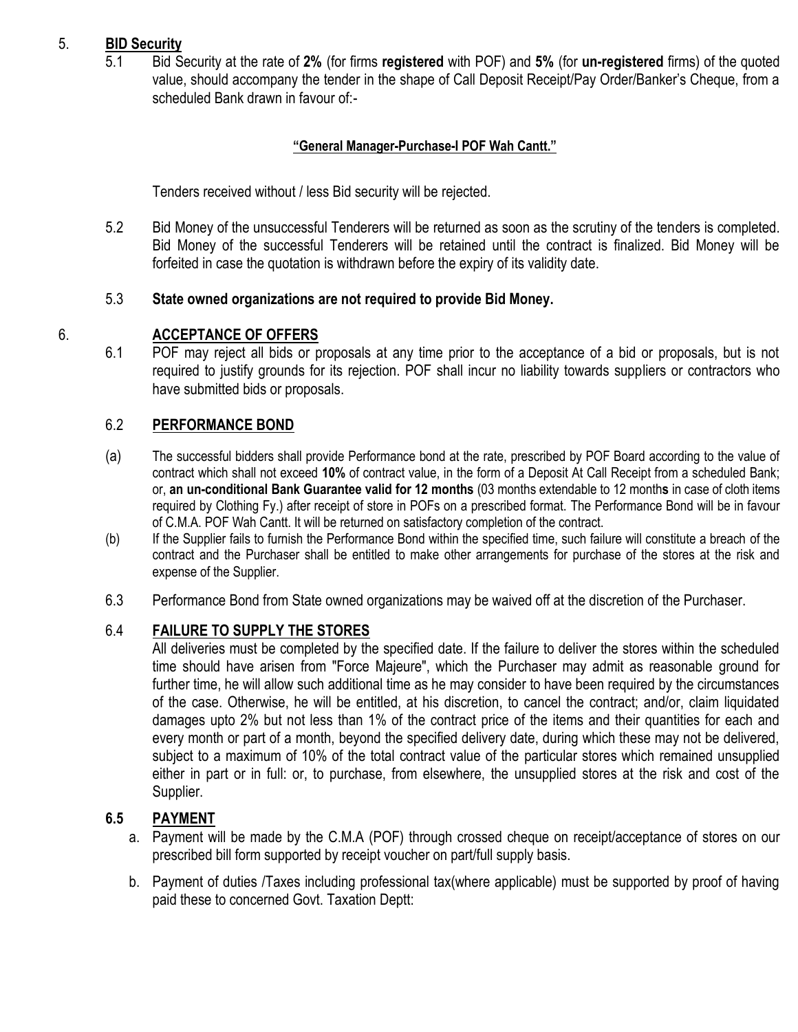## 5. **BID Security**

5.1 Bid Security at the rate of **2%** (for firms **registered** with POF) and **5%** (for **un-registered** firms) of the quoted value, should accompany the tender in the shape of Call Deposit Receipt/Pay Order/Banker's Cheque, from a scheduled Bank drawn in favour of:-

**"General Manager-Purchase-I POF Wah Cantt."**

Tenders received without / less Bid security will be rejected.

5.2 Bid Money of the unsuccessful Tenderers will be returned as soon as the scrutiny of the tenders is completed. Bid Money of the successful Tenderers will be retained until the contract is finalized. Bid Money will be forfeited in case the quotation is withdrawn before the expiry of its validity date.

5.3 **State owned organizations are not required to provide Bid Money.**

## 6. **ACCEPTANCE OF OFFERS**

6.1 POF may reject all bids or proposals at any time prior to the acceptance of a bid or proposals, but is not required to justify grounds for its rejection. POF shall incur no liability towards suppliers or contractors who have submitted bids or proposals.

### 6.2 **PERFORMANCE BOND**

(a) The successful bidders shall provide Performance bond at the rate, prescribed by POF Board according to the value of contract which shall not exceed **10%** of contract value, in the form of a Deposit At Call Receipt from a scheduled Bank; or, **an un-conditional Bank Guarantee valid for 12 months** (03 months extendable to 12 month**s** in case of cloth items required by Clothing Fy.) after receipt of store in POFs on a prescribed format. The Performance Bond will be in favour of C.M.A. POF Wah Cantt. It will be returned on satisfactory completion of the contract.

(b) If the Supplier fails to furnish the Performance Bond within the specified time, such failure will constitute a breach of the contract and the Purchaser shall be entitled to make other arrangements for purchase of the stores at the risk and expense of the Supplier.

6.3 Performance Bond from State owned organizations may be waived off at the discretion of the Purchaser.

### 6.4 **FAILURE TO SUPPLY THE STORES**

All deliveries must be completed by the specified date. If the failure to deliver the stores within the scheduled time should have arisen from "Force Majeure", which the Purchaser may admit as reasonable ground for further time, he will allow such additional time as he may consider to have been required by the circumstances of the case. Otherwise, he will be entitled, at his discretion, to cancel the contract; and/or, claim liquidated damages upto 2% but not less than 1% of the contract price of the items and their quantities for each and every month or part of a month, beyond the specified delivery date, during which these may not be delivered, subject to a maximum of 10% of the total contract value of the particular stores which remained unsupplied either in part or in full: or, to purchase, from elsewhere, the unsupplied stores at the risk and cost of the Supplier.

### **6.5 PAYMENT**

a. Payment will be made by the C.M.A (POF) through crossed cheque on receipt/acceptance of stores on our prescribed bill form supported by receipt voucher on part/full supply basis.

b. Payment of duties /Taxes including professional tax(where applicable) must be supported by proof of having paid these to concerned Govt. Taxation Deptt: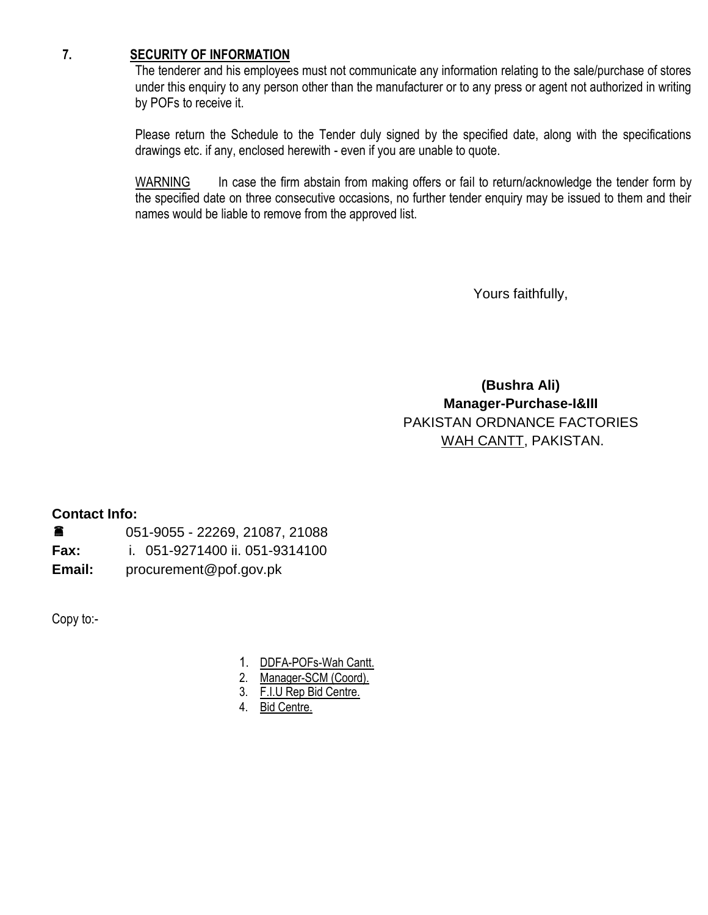## 7. SECURITY OF INFORMATION

The tenderer and his employees must not communicate any information relating to the sale/purchase of stores under this enquiry to any person other than the manufacturer or to any press or agent not authorized in writing by POFs to receive it.

Please return the Schedule to the Tender duly signed by the specified date, along with the specifications drawings etc. if any, enclosed herewith - even if you are unable to quote.

WARNING In case the firm abstain from making offers or fail to return/acknowledge the tender form by the specified date on three consecutive occasions, no further tender enquiry may be issued to them and their names would be liable to remove from the approved list.

Yours faithfully,

**(Bushra Ali)**
**Manager-Purchase-I&III**
PAKISTAN ORDNANCE FACTORIES
WAH CANTT, PAKISTAN.

**Contact Info:**

☎ 051-9055 - 22269, 21087, 21088
**Fax:** i. 051-9271400 ii. 051-9314100
**Email:** procurement@pof.gov.pk

Copy to:-

1. DDFA-POFs-Wah Cantt.
2. Manager-SCM (Coord).
3. F.I.U Rep Bid Centre.
4. Bid Centre.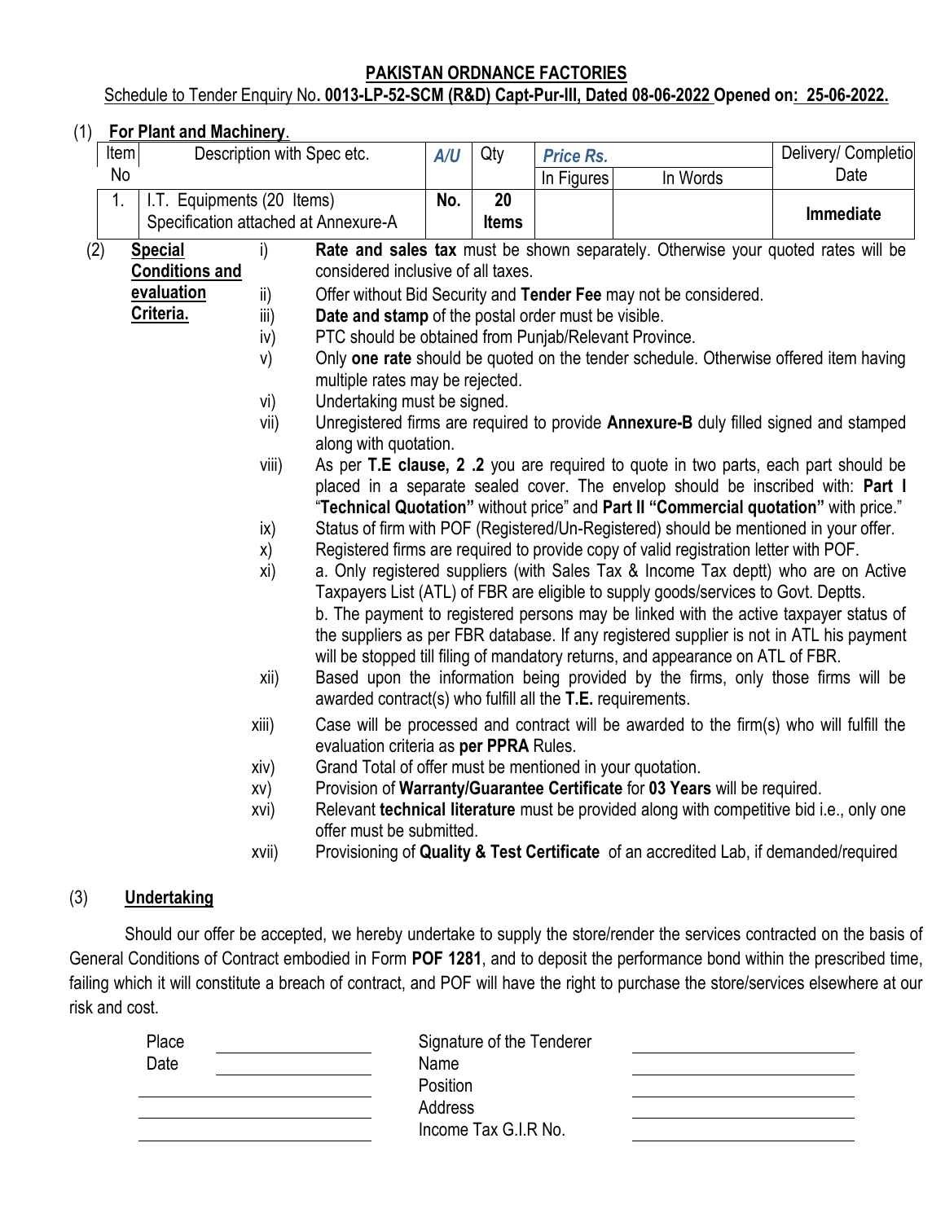**PAKISTAN ORDNANCE FACTORIES**

Schedule to Tender Enquiry No**. 0013-LP-52-SCM (R&D) Capt-Pur-III, Dated 08-06-2022** **Opened on: 25-06-2022.**

(1) **For Plant and Machinery**.

| Item No | Description with Spec etc. | *A/U* | Qty | *Price Rs.* | | Delivery/ Completio Date |
|---|---|---|---|---|---|---|
| | | | | In Figures | In Words | |
| 1. | I.T. Equipments (20 Items) Specification attached at Annexure-A | **No.** | **20 Items** | | | **Immediate** |

(2) **Special Conditions and evaluation Criteria.**

i) **Rate and sales tax** must be shown separately. Otherwise your quoted rates will be considered inclusive of all taxes.

ii) Offer without Bid Security and **Tender Fee** may not be considered.

iii) **Date and stamp** of the postal order must be visible.

iv) PTC should be obtained from Punjab/Relevant Province.

v) Only **one rate** should be quoted on the tender schedule. Otherwise offered item having multiple rates may be rejected.

vi) Undertaking must be signed.

vii) Unregistered firms are required to provide **Annexure-B** duly filled signed and stamped along with quotation.

viii) As per **T.E clause, 2 .2** you are required to quote in two parts, each part should be placed in a separate sealed cover. The envelop should be inscribed with: **Part I** "**Technical Quotation"** without price" and **Part II "Commercial quotation"** with price."

ix) Status of firm with POF (Registered/Un-Registered) should be mentioned in your offer.

x) Registered firms are required to provide copy of valid registration letter with POF.

xi) a. Only registered suppliers (with Sales Tax & Income Tax deptt) who are on Active Taxpayers List (ATL) of FBR are eligible to supply goods/services to Govt. Deptts.
b. The payment to registered persons may be linked with the active taxpayer status of the suppliers as per FBR database. If any registered supplier is not in ATL his payment will be stopped till filing of mandatory returns, and appearance on ATL of FBR.

xii) Based upon the information being provided by the firms, only those firms will be awarded contract(s) who fulfill all the **T.E.** requirements.

xiii) Case will be processed and contract will be awarded to the firm(s) who will fulfill the evaluation criteria as **per PPRA** Rules.

xiv) Grand Total of offer must be mentioned in your quotation.

xv) Provision of **Warranty/Guarantee Certificate** for **03 Years** will be required.

xvi) Relevant **technical literature** must be provided along with competitive bid i.e., only one offer must be submitted.

xvii) Provisioning of **Quality & Test Certificate** of an accredited Lab, if demanded/required

(3) **Undertaking**

Should our offer be accepted, we hereby undertake to supply the store/render the services contracted on the basis of General Conditions of Contract embodied in Form **POF 1281**, and to deposit the performance bond within the prescribed time, failing which it will constitute a breach of contract, and POF will have the right to purchase the store/services elsewhere at our risk and cost.

Place ____________

Date ____________

____________

____________

Signature of the Tenderer ____________

Name ____________

Position ____________

Address ____________

Income Tax G.I.R No. ____________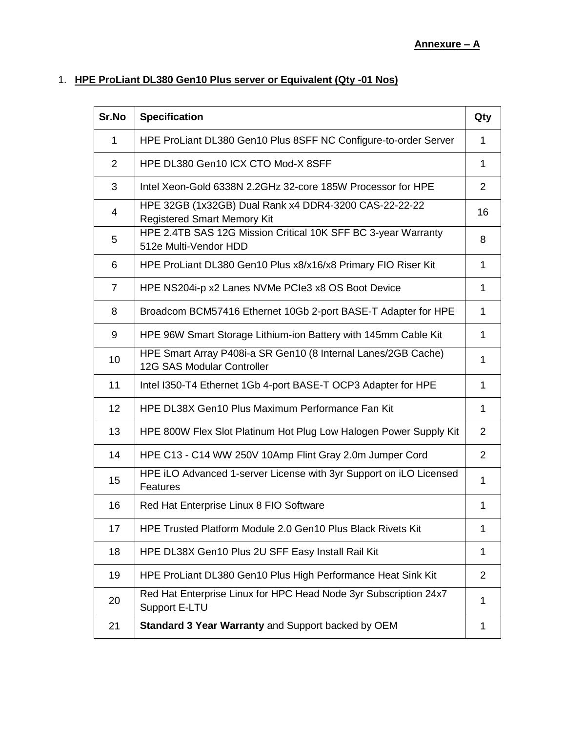**Annexure – A**

1. **HPE ProLiant DL380 Gen10 Plus server or Equivalent (Qty -01 Nos)**

| Sr.No | Specification | Qty |
|---|---|---|
| 1 | HPE ProLiant DL380 Gen10 Plus 8SFF NC Configure-to-order Server | 1 |
| 2 | HPE DL380 Gen10 ICX CTO Mod-X 8SFF | 1 |
| 3 | Intel Xeon-Gold 6338N 2.2GHz 32-core 185W Processor for HPE | 2 |
| 4 | HPE 32GB (1x32GB) Dual Rank x4 DDR4-3200 CAS-22-22-22 Registered Smart Memory Kit | 16 |
| 5 | HPE 2.4TB SAS 12G Mission Critical 10K SFF BC 3-year Warranty 512e Multi-Vendor HDD | 8 |
| 6 | HPE ProLiant DL380 Gen10 Plus x8/x16/x8 Primary FIO Riser Kit | 1 |
| 7 | HPE NS204i-p x2 Lanes NVMe PCIe3 x8 OS Boot Device | 1 |
| 8 | Broadcom BCM57416 Ethernet 10Gb 2-port BASE-T Adapter for HPE | 1 |
| 9 | HPE 96W Smart Storage Lithium-ion Battery with 145mm Cable Kit | 1 |
| 10 | HPE Smart Array P408i-a SR Gen10 (8 Internal Lanes/2GB Cache) 12G SAS Modular Controller | 1 |
| 11 | Intel I350-T4 Ethernet 1Gb 4-port BASE-T OCP3 Adapter for HPE | 1 |
| 12 | HPE DL38X Gen10 Plus Maximum Performance Fan Kit | 1 |
| 13 | HPE 800W Flex Slot Platinum Hot Plug Low Halogen Power Supply Kit | 2 |
| 14 | HPE C13 - C14 WW 250V 10Amp Flint Gray 2.0m Jumper Cord | 2 |
| 15 | HPE iLO Advanced 1-server License with 3yr Support on iLO Licensed Features | 1 |
| 16 | Red Hat Enterprise Linux 8 FIO Software | 1 |
| 17 | HPE Trusted Platform Module 2.0 Gen10 Plus Black Rivets Kit | 1 |
| 18 | HPE DL38X Gen10 Plus 2U SFF Easy Install Rail Kit | 1 |
| 19 | HPE ProLiant DL380 Gen10 Plus High Performance Heat Sink Kit | 2 |
| 20 | Red Hat Enterprise Linux for HPC Head Node 3yr Subscription 24x7 Support E-LTU | 1 |
| 21 | **Standard 3 Year Warranty** and Support backed by OEM | 1 |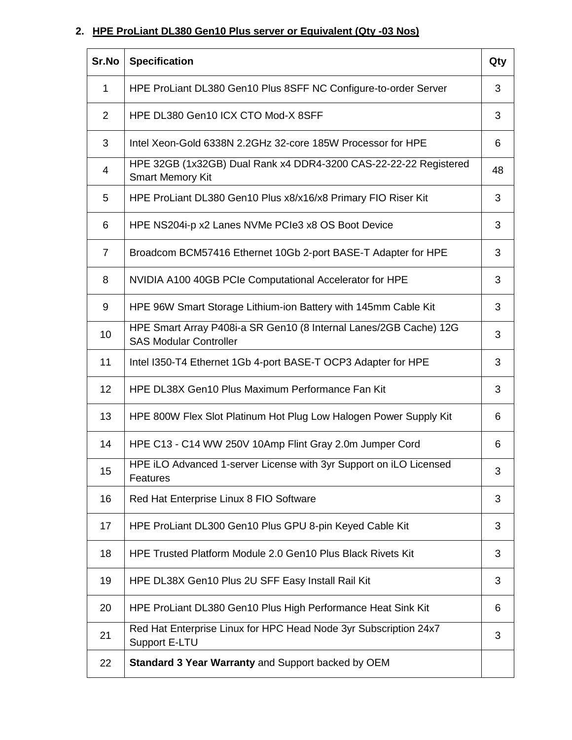**2. HPE ProLiant DL380 Gen10 Plus server or Equivalent (Qty -03 Nos)**

| Sr.No | Specification | Qty |
|---|---|---|
| 1 | HPE ProLiant DL380 Gen10 Plus 8SFF NC Configure-to-order Server | 3 |
| 2 | HPE DL380 Gen10 ICX CTO Mod-X 8SFF | 3 |
| 3 | Intel Xeon-Gold 6338N 2.2GHz 32-core 185W Processor for HPE | 6 |
| 4 | HPE 32GB (1x32GB) Dual Rank x4 DDR4-3200 CAS-22-22-22 Registered Smart Memory Kit | 48 |
| 5 | HPE ProLiant DL380 Gen10 Plus x8/x16/x8 Primary FIO Riser Kit | 3 |
| 6 | HPE NS204i-p x2 Lanes NVMe PCIe3 x8 OS Boot Device | 3 |
| 7 | Broadcom BCM57416 Ethernet 10Gb 2-port BASE-T Adapter for HPE | 3 |
| 8 | NVIDIA A100 40GB PCIe Computational Accelerator for HPE | 3 |
| 9 | HPE 96W Smart Storage Lithium-ion Battery with 145mm Cable Kit | 3 |
| 10 | HPE Smart Array P408i-a SR Gen10 (8 Internal Lanes/2GB Cache) 12G SAS Modular Controller | 3 |
| 11 | Intel I350-T4 Ethernet 1Gb 4-port BASE-T OCP3 Adapter for HPE | 3 |
| 12 | HPE DL38X Gen10 Plus Maximum Performance Fan Kit | 3 |
| 13 | HPE 800W Flex Slot Platinum Hot Plug Low Halogen Power Supply Kit | 6 |
| 14 | HPE C13 - C14 WW 250V 10Amp Flint Gray 2.0m Jumper Cord | 6 |
| 15 | HPE iLO Advanced 1-server License with 3yr Support on iLO Licensed Features | 3 |
| 16 | Red Hat Enterprise Linux 8 FIO Software | 3 |
| 17 | HPE ProLiant DL300 Gen10 Plus GPU 8-pin Keyed Cable Kit | 3 |
| 18 | HPE Trusted Platform Module 2.0 Gen10 Plus Black Rivets Kit | 3 |
| 19 | HPE DL38X Gen10 Plus 2U SFF Easy Install Rail Kit | 3 |
| 20 | HPE ProLiant DL380 Gen10 Plus High Performance Heat Sink Kit | 6 |
| 21 | Red Hat Enterprise Linux for HPC Head Node 3yr Subscription 24x7 Support E-LTU | 3 |
| 22 | **Standard 3 Year Warranty** and Support backed by OEM | |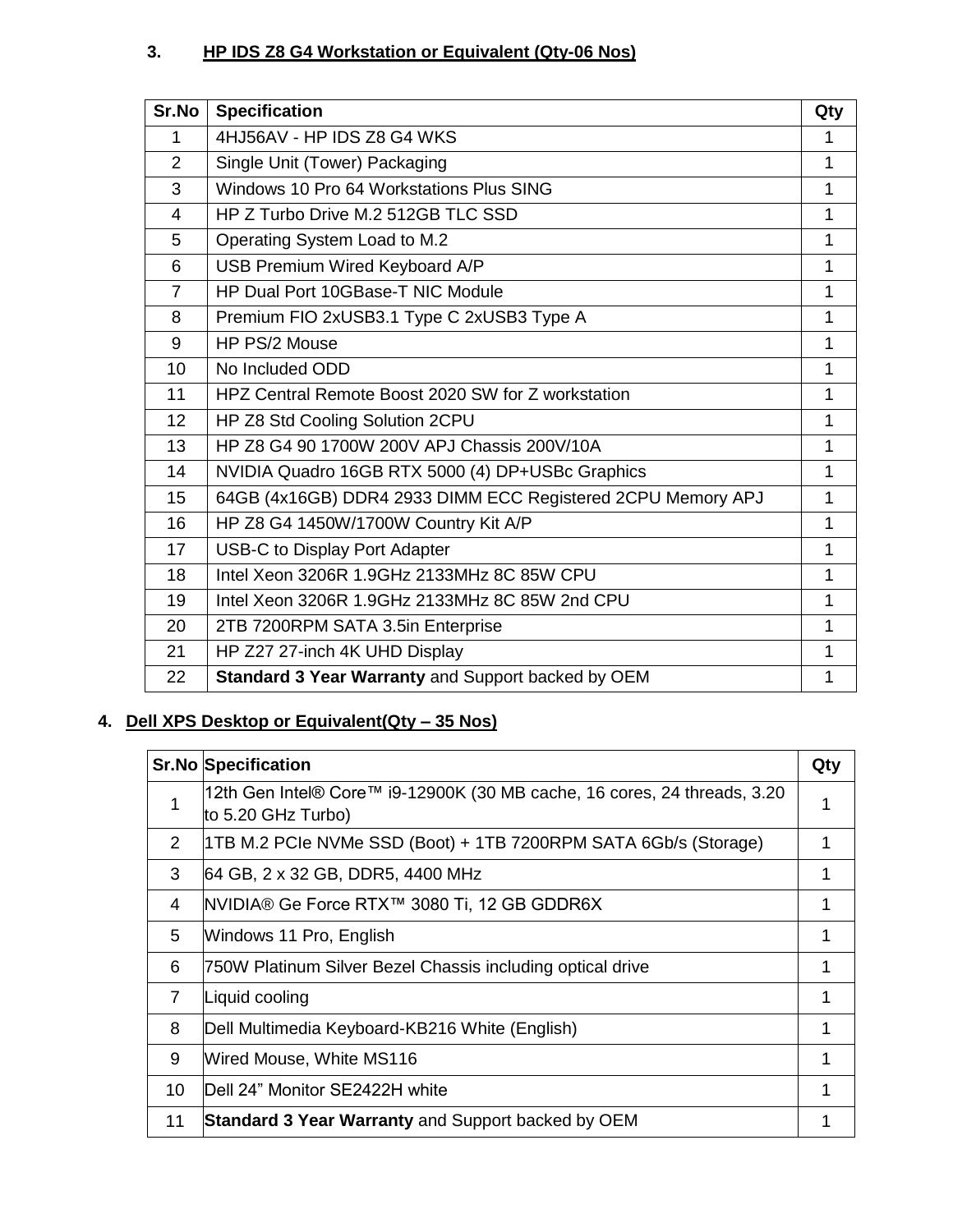### 3. HP IDS Z8 G4 Workstation or Equivalent (Qty-06 Nos)

| Sr.No | Specification | Qty |
|---|---|---|
| 1 | 4HJ56AV - HP IDS Z8 G4 WKS | 1 |
| 2 | Single Unit (Tower) Packaging | 1 |
| 3 | Windows 10 Pro 64 Workstations Plus SING | 1 |
| 4 | HP Z Turbo Drive M.2 512GB TLC SSD | 1 |
| 5 | Operating System Load to M.2 | 1 |
| 6 | USB Premium Wired Keyboard A/P | 1 |
| 7 | HP Dual Port 10GBase-T NIC Module | 1 |
| 8 | Premium FIO 2xUSB3.1 Type C 2xUSB3 Type A | 1 |
| 9 | HP PS/2 Mouse | 1 |
| 10 | No Included ODD | 1 |
| 11 | HPZ Central Remote Boost 2020 SW for Z workstation | 1 |
| 12 | HP Z8 Std Cooling Solution 2CPU | 1 |
| 13 | HP Z8 G4 90 1700W 200V APJ Chassis 200V/10A | 1 |
| 14 | NVIDIA Quadro 16GB RTX 5000 (4) DP+USBc Graphics | 1 |
| 15 | 64GB (4x16GB) DDR4 2933 DIMM ECC Registered 2CPU Memory APJ | 1 |
| 16 | HP Z8 G4 1450W/1700W Country Kit A/P | 1 |
| 17 | USB-C to Display Port Adapter | 1 |
| 18 | Intel Xeon 3206R 1.9GHz 2133MHz 8C 85W CPU | 1 |
| 19 | Intel Xeon 3206R 1.9GHz 2133MHz 8C 85W 2nd CPU | 1 |
| 20 | 2TB 7200RPM SATA 3.5in Enterprise | 1 |
| 21 | HP Z27 27-inch 4K UHD Display | 1 |
| 22 | **Standard 3 Year Warranty** and Support backed by OEM | 1 |

### 4. Dell XPS Desktop or Equivalent(Qty – 35 Nos)

| Sr.No | Specification | Qty |
|---|---|---|
| 1 | 12th Gen Intel® Core™ i9-12900K (30 MB cache, 16 cores, 24 threads, 3.20 to 5.20 GHz Turbo) | 1 |
| 2 | 1TB M.2 PCIe NVMe SSD (Boot) + 1TB 7200RPM SATA 6Gb/s (Storage) | 1 |
| 3 | 64 GB, 2 x 32 GB, DDR5, 4400 MHz | 1 |
| 4 | NVIDIA® Ge Force RTX™ 3080 Ti, 12 GB GDDR6X | 1 |
| 5 | Windows 11 Pro, English | 1 |
| 6 | 750W Platinum Silver Bezel Chassis including optical drive | 1 |
| 7 | Liquid cooling | 1 |
| 8 | Dell Multimedia Keyboard-KB216 White (English) | 1 |
| 9 | Wired Mouse, White MS116 | 1 |
| 10 | Dell 24" Monitor SE2422H white | 1 |
| 11 | **Standard 3 Year Warranty** and Support backed by OEM | 1 |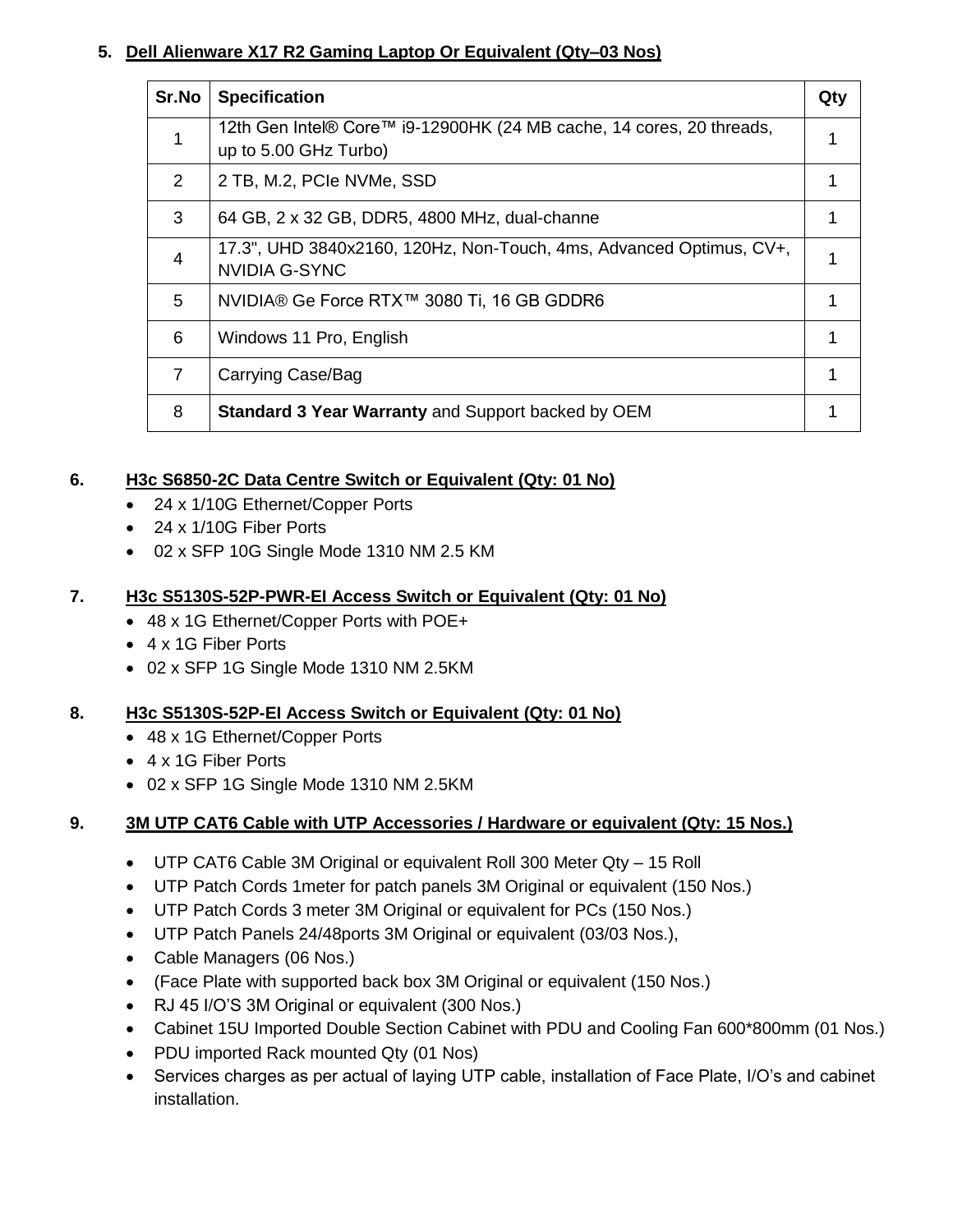## 5. Dell Alienware X17 R2 Gaming Laptop Or Equivalent (Qty–03 Nos)

| Sr.No | Specification | Qty |
|---|---|---|
| 1 | 12th Gen Intel® Core™ i9-12900HK (24 MB cache, 14 cores, 20 threads, up to 5.00 GHz Turbo) | 1 |
| 2 | 2 TB, M.2, PCIe NVMe, SSD | 1 |
| 3 | 64 GB, 2 x 32 GB, DDR5, 4800 MHz, dual-channe | 1 |
| 4 | 17.3", UHD 3840x2160, 120Hz, Non-Touch, 4ms, Advanced Optimus, CV+, NVIDIA G-SYNC | 1 |
| 5 | NVIDIA® Ge Force RTX™ 3080 Ti, 16 GB GDDR6 | 1 |
| 6 | Windows 11 Pro, English | 1 |
| 7 | Carrying Case/Bag | 1 |
| 8 | **Standard 3 Year Warranty** and Support backed by OEM | 1 |

## 6. H3c S6850-2C Data Centre Switch or Equivalent (Qty: 01 No)

- 24 x 1/10G Ethernet/Copper Ports
- 24 x 1/10G Fiber Ports
- 02 x SFP 10G Single Mode 1310 NM 2.5 KM

## 7. H3c S5130S-52P-PWR-EI Access Switch or Equivalent (Qty: 01 No)

- 48 x 1G Ethernet/Copper Ports with POE+
- 4 x 1G Fiber Ports
- 02 x SFP 1G Single Mode 1310 NM 2.5KM

## 8. H3c S5130S-52P-EI Access Switch or Equivalent (Qty: 01 No)

- 48 x 1G Ethernet/Copper Ports
- 4 x 1G Fiber Ports
- 02 x SFP 1G Single Mode 1310 NM 2.5KM

## 9. 3M UTP CAT6 Cable with UTP Accessories / Hardware or equivalent (Qty: 15 Nos.)

- UTP CAT6 Cable 3M Original or equivalent Roll 300 Meter Qty – 15 Roll
- UTP Patch Cords 1meter for patch panels 3M Original or equivalent (150 Nos.)
- UTP Patch Cords 3 meter 3M Original or equivalent for PCs (150 Nos.)
- UTP Patch Panels 24/48ports 3M Original or equivalent (03/03 Nos.),
- Cable Managers (06 Nos.)
- (Face Plate with supported back box 3M Original or equivalent (150 Nos.)
- RJ 45 I/O'S 3M Original or equivalent (300 Nos.)
- Cabinet 15U Imported Double Section Cabinet with PDU and Cooling Fan 600*800mm (01 Nos.)
- PDU imported Rack mounted Qty (01 Nos)
- Services charges as per actual of laying UTP cable, installation of Face Plate, I/O's and cabinet installation.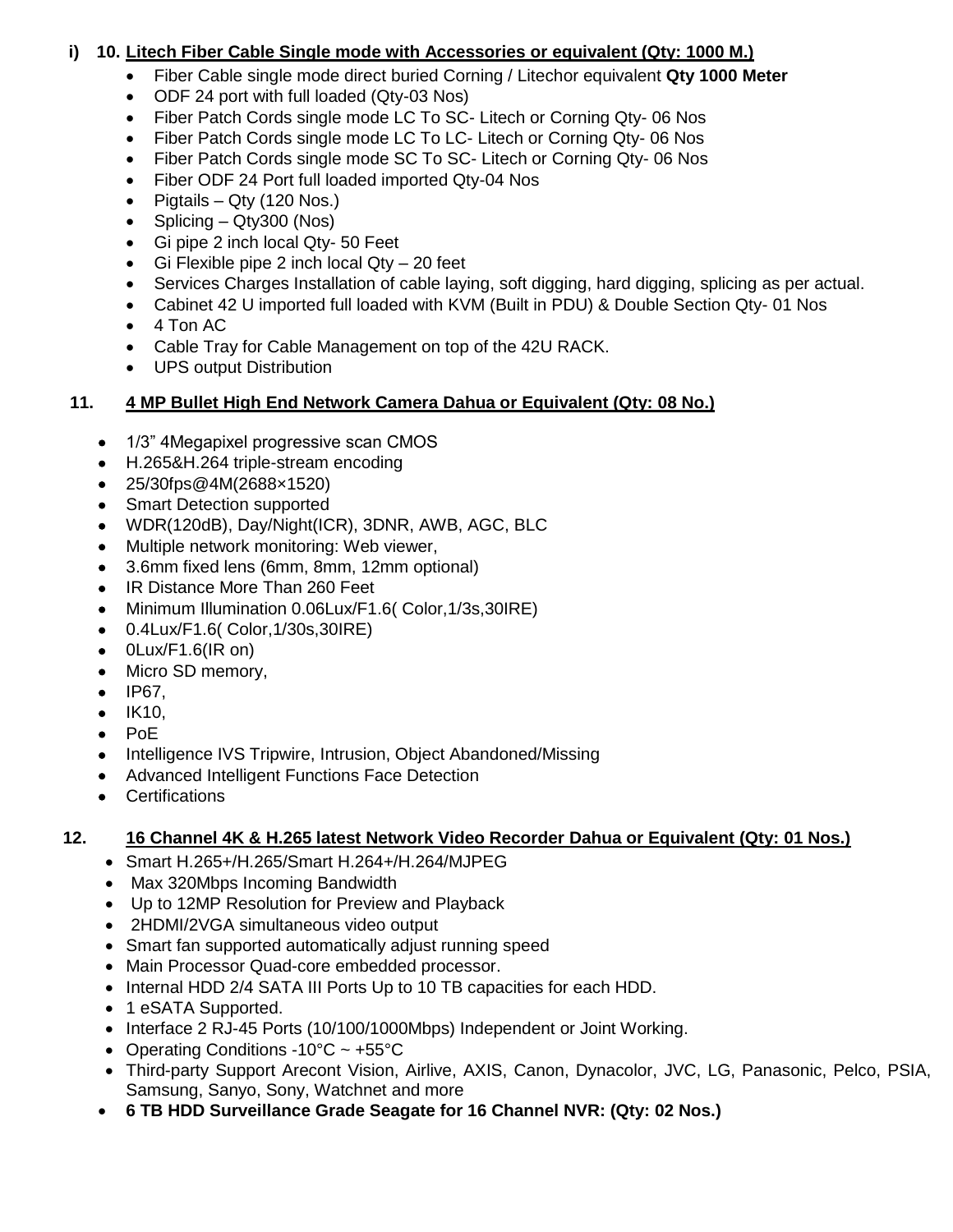**i) 10. Litech Fiber Cable Single mode with Accessories or equivalent (Qty: 1000 M.)**

- Fiber Cable single mode direct buried Corning / Litechor equivalent **Qty 1000 Meter**
- ODF 24 port with full loaded (Qty-03 Nos)
- Fiber Patch Cords single mode LC To SC- Litech or Corning Qty- 06 Nos
- Fiber Patch Cords single mode LC To LC- Litech or Corning Qty- 06 Nos
- Fiber Patch Cords single mode SC To SC- Litech or Corning Qty- 06 Nos
- Fiber ODF 24 Port full loaded imported Qty-04 Nos
- Pigtails – Qty (120 Nos.)
- Splicing – Qty300 (Nos)
- Gi pipe 2 inch local Qty- 50 Feet
- Gi Flexible pipe 2 inch local Qty – 20 feet
- Services Charges Installation of cable laying, soft digging, hard digging, splicing as per actual.
- Cabinet 42 U imported full loaded with KVM (Built in PDU) & Double Section Qty- 01 Nos
- 4 Ton AC
- Cable Tray for Cable Management on top of the 42U RACK.
- UPS output Distribution

**11. 4 MP Bullet High End Network Camera Dahua or Equivalent (Qty: 08 No.)**

- 1/3" 4Megapixel progressive scan CMOS
- H.265&H.264 triple-stream encoding
- 25/30fps@4M(2688×1520)
- Smart Detection supported
- WDR(120dB), Day/Night(ICR), 3DNR, AWB, AGC, BLC
- Multiple network monitoring: Web viewer,
- 3.6mm fixed lens (6mm, 8mm, 12mm optional)
- IR Distance More Than 260 Feet
- Minimum Illumination 0.06Lux/F1.6( Color,1/3s,30IRE)
- 0.4Lux/F1.6( Color,1/30s,30IRE)
- 0Lux/F1.6(IR on)
- Micro SD memory,
- IP67,
- IK10,
- PoE
- Intelligence IVS Tripwire, Intrusion, Object Abandoned/Missing
- Advanced Intelligent Functions Face Detection
- Certifications

**12. 16 Channel 4K & H.265 latest Network Video Recorder Dahua or Equivalent (Qty: 01 Nos.)**

- Smart H.265+/H.265/Smart H.264+/H.264/MJPEG
- Max 320Mbps Incoming Bandwidth
- Up to 12MP Resolution for Preview and Playback
- 2HDMI/2VGA simultaneous video output
- Smart fan supported automatically adjust running speed
- Main Processor Quad-core embedded processor.
- Internal HDD 2/4 SATA III Ports Up to 10 TB capacities for each HDD.
- 1 eSATA Supported.
- Interface 2 RJ-45 Ports (10/100/1000Mbps) Independent or Joint Working.
- Operating Conditions -10°C ~ +55°C
- Third-party Support Arecont Vision, Airlive, AXIS, Canon, Dynacolor, JVC, LG, Panasonic, Pelco, PSIA, Samsung, Sanyo, Sony, Watchnet and more
- **6 TB HDD Surveillance Grade Seagate for 16 Channel NVR: (Qty: 02 Nos.)**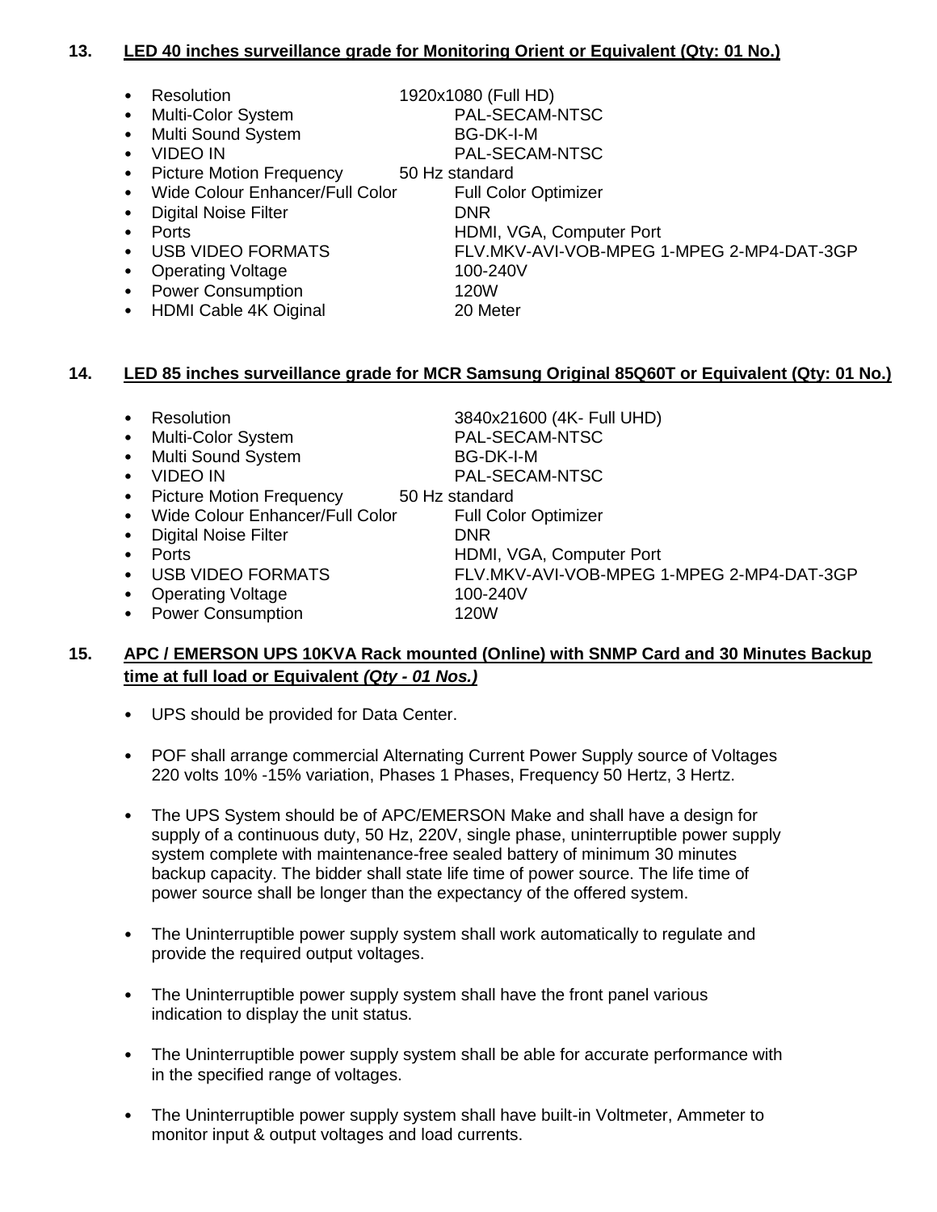**13. LED 40 inches surveillance grade for Monitoring Orient or Equivalent (Qty: 01 No.)**

- Resolution 1920x1080 (Full HD)
- Multi-Color System PAL-SECAM-NTSC
- Multi Sound System BG-DK-I-M
- VIDEO IN PAL-SECAM-NTSC
- Picture Motion Frequency 50 Hz standard
- Wide Colour Enhancer/Full Color Full Color Optimizer
- Digital Noise Filter DNR
- Ports HDMI, VGA, Computer Port
- USB VIDEO FORMATS FLV.MKV-AVI-VOB-MPEG 1-MPEG 2-MP4-DAT-3GP
- Operating Voltage 100-240V
- Power Consumption 120W
- HDMI Cable 4K Oiginal 20 Meter

**14. LED 85 inches surveillance grade for MCR Samsung Original 85Q60T or Equivalent (Qty: 01 No.)**

- Resolution 3840x21600 (4K- Full UHD)
- Multi-Color System PAL-SECAM-NTSC
- Multi Sound System BG-DK-I-M
- VIDEO IN PAL-SECAM-NTSC
- Picture Motion Frequency 50 Hz standard
- Wide Colour Enhancer/Full Color Full Color Optimizer
- Digital Noise Filter DNR
- Ports HDMI, VGA, Computer Port
- USB VIDEO FORMATS FLV.MKV-AVI-VOB-MPEG 1-MPEG 2-MP4-DAT-3GP
- Operating Voltage 100-240V
- Power Consumption 120W

**15. APC / EMERSON UPS 10KVA Rack mounted (Online) with SNMP Card and 30 Minutes Backup time at full load or Equivalent *(Qty - 01 Nos.)***

- UPS should be provided for Data Center.
- POF shall arrange commercial Alternating Current Power Supply source of Voltages 220 volts 10% -15% variation, Phases 1 Phases, Frequency 50 Hertz, 3 Hertz.
- The UPS System should be of APC/EMERSON Make and shall have a design for supply of a continuous duty, 50 Hz, 220V, single phase, uninterruptible power supply system complete with maintenance-free sealed battery of minimum 30 minutes backup capacity. The bidder shall state life time of power source. The life time of power source shall be longer than the expectancy of the offered system.
- The Uninterruptible power supply system shall work automatically to regulate and provide the required output voltages.
- The Uninterruptible power supply system shall have the front panel various indication to display the unit status.
- The Uninterruptible power supply system shall be able for accurate performance with in the specified range of voltages.
- The Uninterruptible power supply system shall have built-in Voltmeter, Ammeter to monitor input & output voltages and load currents.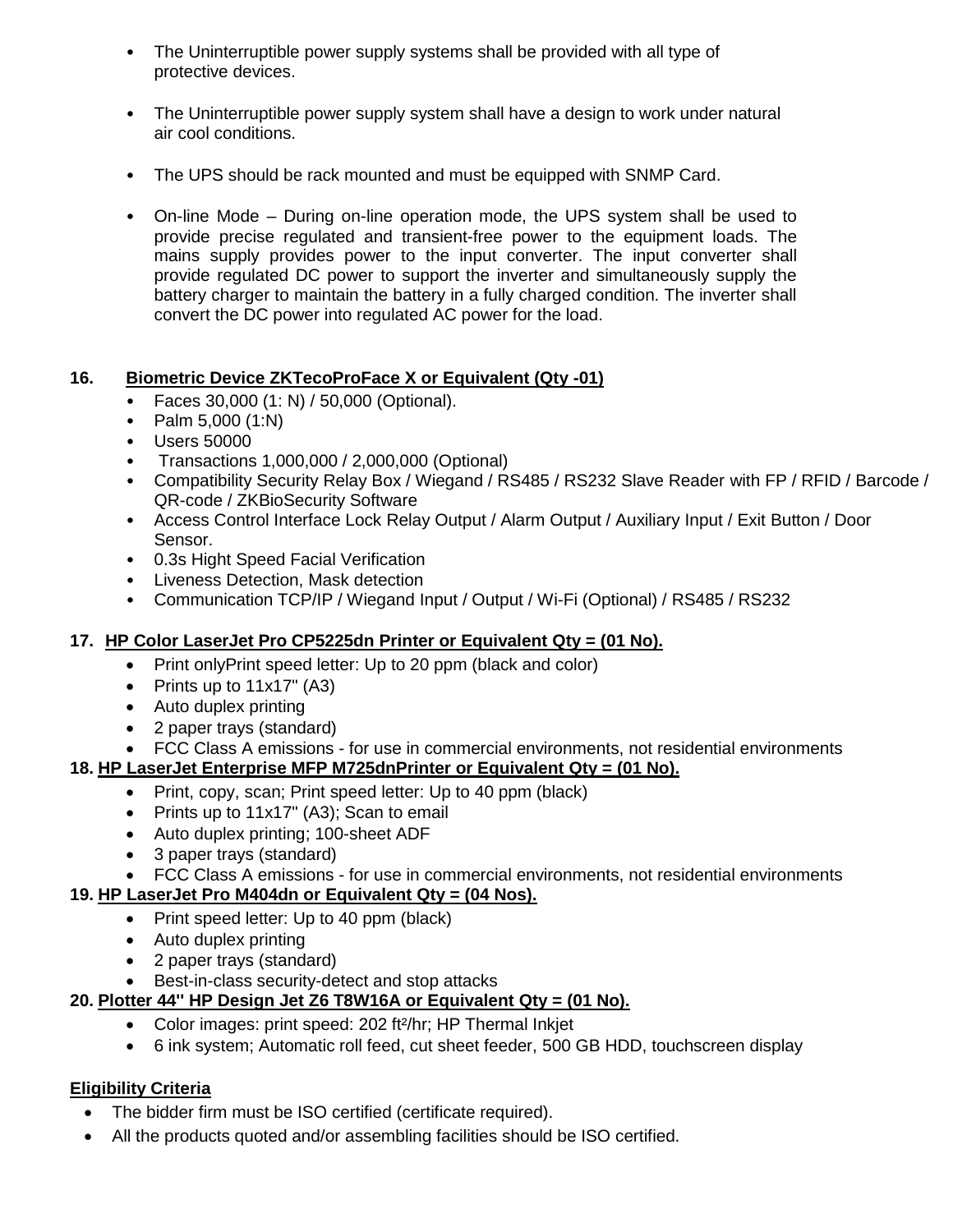- The Uninterruptible power supply systems shall be provided with all type of protective devices.

- The Uninterruptible power supply system shall have a design to work under natural air cool conditions.

- The UPS should be rack mounted and must be equipped with SNMP Card.

- On-line Mode – During on-line operation mode, the UPS system shall be used to provide precise regulated and transient-free power to the equipment loads. The mains supply provides power to the input converter. The input converter shall provide regulated DC power to support the inverter and simultaneously supply the battery charger to maintain the battery in a fully charged condition. The inverter shall convert the DC power into regulated AC power for the load.

**16. Biometric Device ZKTecoProFace X or Equivalent (Qty -01)**

- Faces 30,000 (1: N) / 50,000 (Optional).
- Palm 5,000 (1:N)
- Users 50000
- Transactions 1,000,000 / 2,000,000 (Optional)
- Compatibility Security Relay Box / Wiegand / RS485 / RS232 Slave Reader with FP / RFID / Barcode / QR-code / ZKBioSecurity Software
- Access Control Interface Lock Relay Output / Alarm Output / Auxiliary Input / Exit Button / Door Sensor.
- 0.3s Hight Speed Facial Verification
- Liveness Detection, Mask detection
- Communication TCP/IP / Wiegand Input / Output / Wi-Fi (Optional) / RS485 / RS232

**17. HP Color LaserJet Pro CP5225dn Printer or Equivalent Qty = (01 No).**

- Print onlyPrint speed letter: Up to 20 ppm (black and color)
- Prints up to 11x17" (A3)
- Auto duplex printing
- 2 paper trays (standard)
- FCC Class A emissions - for use in commercial environments, not residential environments

**18. HP LaserJet Enterprise MFP M725dnPrinter or Equivalent Qty = (01 No).**

- Print, copy, scan; Print speed letter: Up to 40 ppm (black)
- Prints up to 11x17" (A3); Scan to email
- Auto duplex printing; 100-sheet ADF
- 3 paper trays (standard)
- FCC Class A emissions - for use in commercial environments, not residential environments

**19. HP LaserJet Pro M404dn or Equivalent Qty = (04 Nos).**

- Print speed letter: Up to 40 ppm (black)
- Auto duplex printing
- 2 paper trays (standard)
- Best-in-class security-detect and stop attacks

**20. Plotter 44" HP Design Jet Z6 T8W16A or Equivalent Qty = (01 No).**

- Color images: print speed: 202 ft²/hr; HP Thermal Inkjet
- 6 ink system; Automatic roll feed, cut sheet feeder, 500 GB HDD, touchscreen display

**Eligibility Criteria**

- The bidder firm must be ISO certified (certificate required).
- All the products quoted and/or assembling facilities should be ISO certified.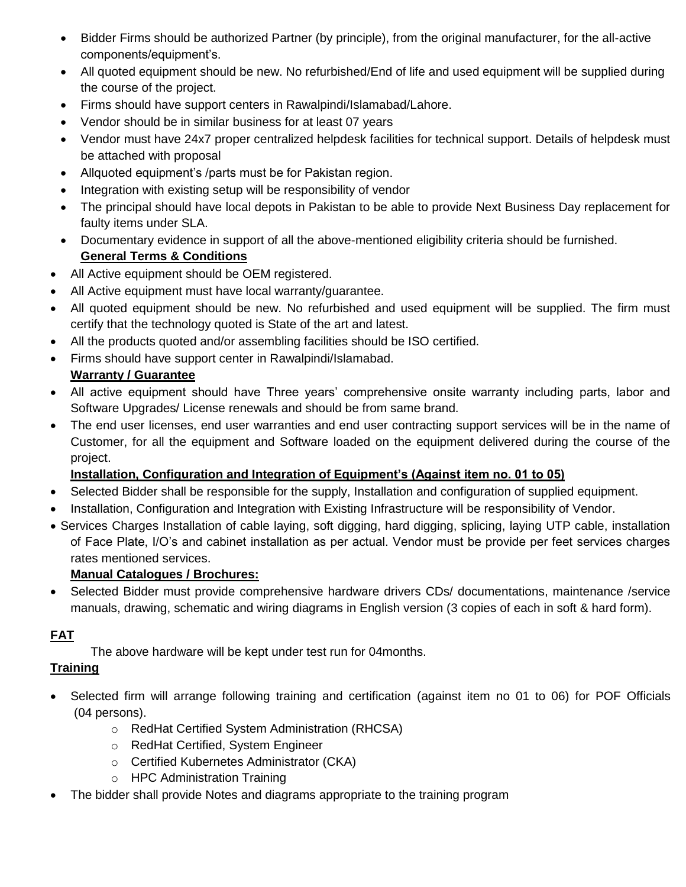- Bidder Firms should be authorized Partner (by principle), from the original manufacturer, for the all-active components/equipment's.
- All quoted equipment should be new. No refurbished/End of life and used equipment will be supplied during the course of the project.
- Firms should have support centers in Rawalpindi/Islamabad/Lahore.
- Vendor should be in similar business for at least 07 years
- Vendor must have 24x7 proper centralized helpdesk facilities for technical support. Details of helpdesk must be attached with proposal
- Allquoted equipment's /parts must be for Pakistan region.
- Integration with existing setup will be responsibility of vendor
- The principal should have local depots in Pakistan to be able to provide Next Business Day replacement for faulty items under SLA.
- Documentary evidence in support of all the above-mentioned eligibility criteria should be furnished.

**General Terms & Conditions**

- All Active equipment should be OEM registered.
- All Active equipment must have local warranty/guarantee.
- All quoted equipment should be new. No refurbished and used equipment will be supplied. The firm must certify that the technology quoted is State of the art and latest.
- All the products quoted and/or assembling facilities should be ISO certified.
- Firms should have support center in Rawalpindi/Islamabad.

**Warranty / Guarantee**

- All active equipment should have Three years' comprehensive onsite warranty including parts, labor and Software Upgrades/ License renewals and should be from same brand.
- The end user licenses, end user warranties and end user contracting support services will be in the name of Customer, for all the equipment and Software loaded on the equipment delivered during the course of the project.

**Installation, Configuration and Integration of Equipment's (Against item no. 01 to 05)**

- Selected Bidder shall be responsible for the supply, Installation and configuration of supplied equipment.
- Installation, Configuration and Integration with Existing Infrastructure will be responsibility of Vendor.
- Services Charges Installation of cable laying, soft digging, hard digging, splicing, laying UTP cable, installation of Face Plate, I/O's and cabinet installation as per actual. Vendor must be provide per feet services charges rates mentioned services.

**Manual Catalogues / Brochures:**

- Selected Bidder must provide comprehensive hardware drivers CDs/ documentations, maintenance /service manuals, drawing, schematic and wiring diagrams in English version (3 copies of each in soft & hard form).

**FAT**

The above hardware will be kept under test run for 04months.

**Training**

- Selected firm will arrange following training and certification (against item no 01 to 06) for POF Officials (04 persons).
  - RedHat Certified System Administration (RHCSA)
  - RedHat Certified, System Engineer
  - Certified Kubernetes Administrator (CKA)
  - HPC Administration Training
- The bidder shall provide Notes and diagrams appropriate to the training program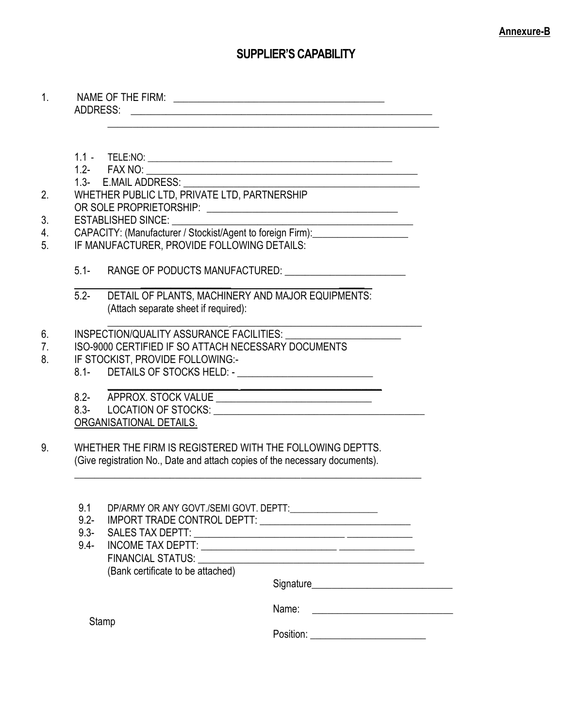**Annexure-B**

# SUPPLIER'S CAPABILITY

1. NAME OF THE FIRM: ________________________________________
   ADDRESS: ____________________________________________________________
   ________________________________________________________________

   1.1 - TELE:NO: ________________________________________________
   1.2- FAX NO: ____________________________________________________
   1.3- E.MAIL ADDRESS: _____________________________________________
2. WHETHER PUBLIC LTD, PRIVATE LTD, PARTNERSHIP
   OR SOLE PROPRIETORSHIP: _____________________________________
3. ESTABLISHED SINCE: ______________________________________________
4. CAPACITY: (Manufacturer / Stockist/Agent to foreign Firm):__________________
5. IF MANUFACTURER, PROVIDE FOLLOWING DETAILS:

   5.1- RANGE OF PODUCTS MANUFACTURED: _______________________
   ________________________________________________________________
   5.2- DETAIL OF PLANTS, MACHINERY AND MAJOR EQUIPMENTS:
   (Attach separate sheet if required):
   ________________________________________________________________
6. INSPECTION/QUALITY ASSURANCE FACILITIES: ______________________
7. ISO-9000 CERTIFIED IF SO ATTACH NECESSARY DOCUMENTS
8. IF STOCKIST, PROVIDE FOLLOWING:-
   8.1- DETAILS OF STOCKS HELD: - __________________________
   ________________________________________________________
   8.2- APPROX. STOCK VALUE ______________________________
   8.3- LOCATION OF STOCKS: __________________________________________

   ORGANISATIONAL DETAILS.

9. WHETHER THE FIRM IS REGISTERED WITH THE FOLLOWING DEPTTS.
   (Give registration No., Date and attach copies of the necessary documents).
   ____________________________________________________________________

   9.1 DP/ARMY OR ANY GOVT./SEMI GOVT. DEPTT:__________________
   9.2- IMPORT TRADE CONTROL DEPTT: ______________________________
   9.3- SALES TAX DEPTT: _____________________________ _____________
   9.4- INCOME TAX DEPTT: __________________________ ______________
   FINANCIAL STATUS: ____________________________________________
   (Bank certificate to be attached)

Signature____________________________

Name: ____________________________

Stamp

Position: _______________________